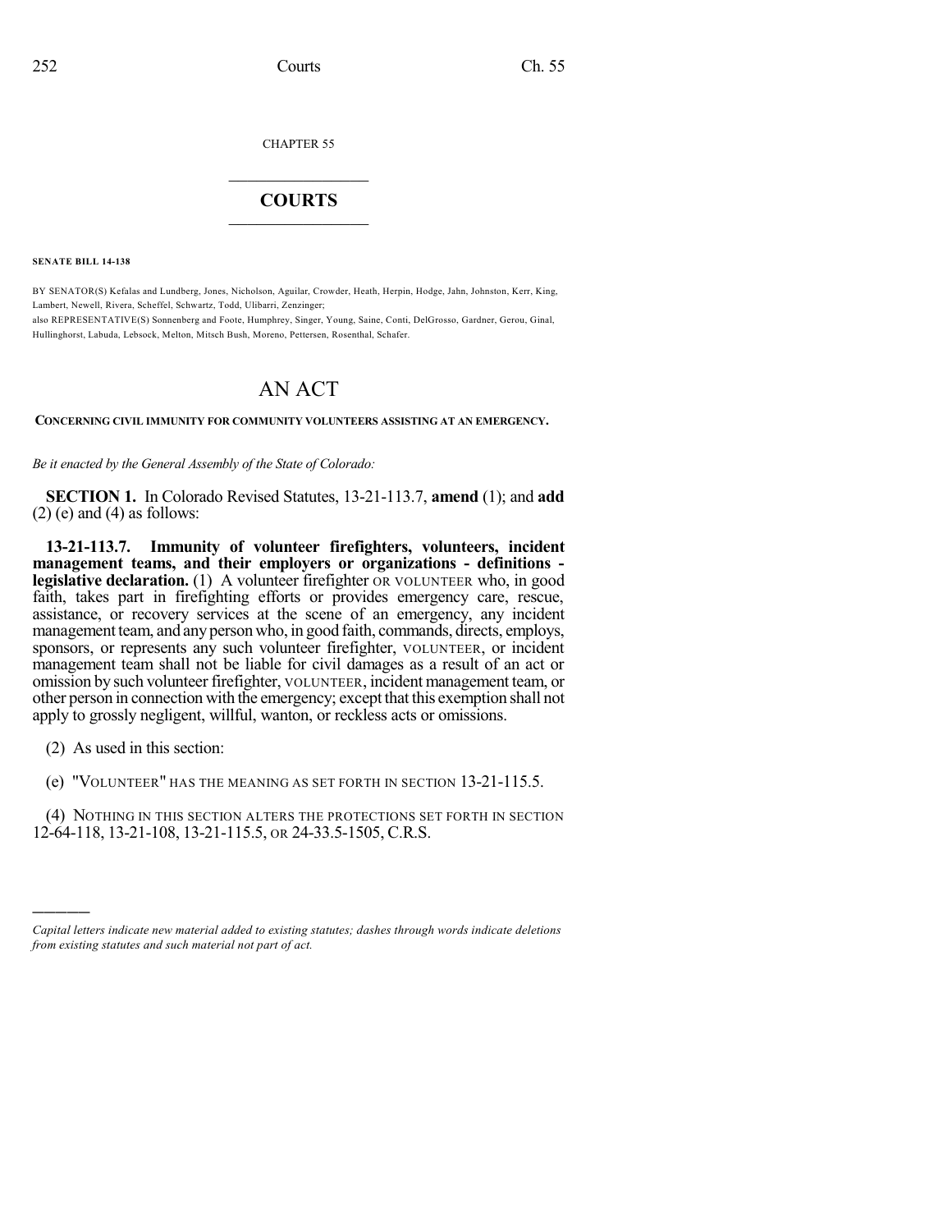CHAPTER 55

# COURTS

**SENATE BILL 14-138**

BY SENATOR(S) Kefalas and Lundberg, Jones, Nicholson, Aguilar, Crowder, Heath, Herpin, Hodge, Jahn, Johnston, Kerr, King, Lambert, Newell, Rivera, Scheffel, Schwartz, Todd, Ulibarri, Zenzinger;
also REPRESENTATIVE(S) Sonnenberg and Foote, Humphrey, Singer, Young, Saine, Conti, DelGrosso, Gardner, Gerou, Ginal, Hullinghorst, Labuda, Lebsock, Melton, Mitsch Bush, Moreno, Pettersen, Rosenthal, Schafer.

# AN ACT

**CONCERNING CIVIL IMMUNITY FOR COMMUNITY VOLUNTEERS ASSISTING AT AN EMERGENCY.**

*Be it enacted by the General Assembly of the State of Colorado:*

**SECTION 1.** In Colorado Revised Statutes, 13-21-113.7, **amend** (1); and **add** (2) (e) and (4) as follows:

**13-21-113.7. Immunity of volunteer firefighters, volunteers, incident management teams, and their employers or organizations - definitions - legislative declaration.** (1) A volunteer firefighter OR VOLUNTEER who, in good faith, takes part in firefighting efforts or provides emergency care, rescue, assistance, or recovery services at the scene of an emergency, any incident management team, and any person who, in good faith, commands, directs, employs, sponsors, or represents any such volunteer firefighter, VOLUNTEER, or incident management team shall not be liable for civil damages as a result of an act or omission by such volunteer firefighter, VOLUNTEER, incident management team, or other person in connection with the emergency; except that this exemption shall not apply to grossly negligent, willful, wanton, or reckless acts or omissions.

(2) As used in this section:

(e) "VOLUNTEER" HAS THE MEANING AS SET FORTH IN SECTION 13-21-115.5.

(4) NOTHING IN THIS SECTION ALTERS THE PROTECTIONS SET FORTH IN SECTION 12-64-118, 13-21-108, 13-21-115.5, OR 24-33.5-1505, C.R.S.

---

*Capital letters indicate new material added to existing statutes; dashes through words indicate deletions from existing statutes and such material not part of act.*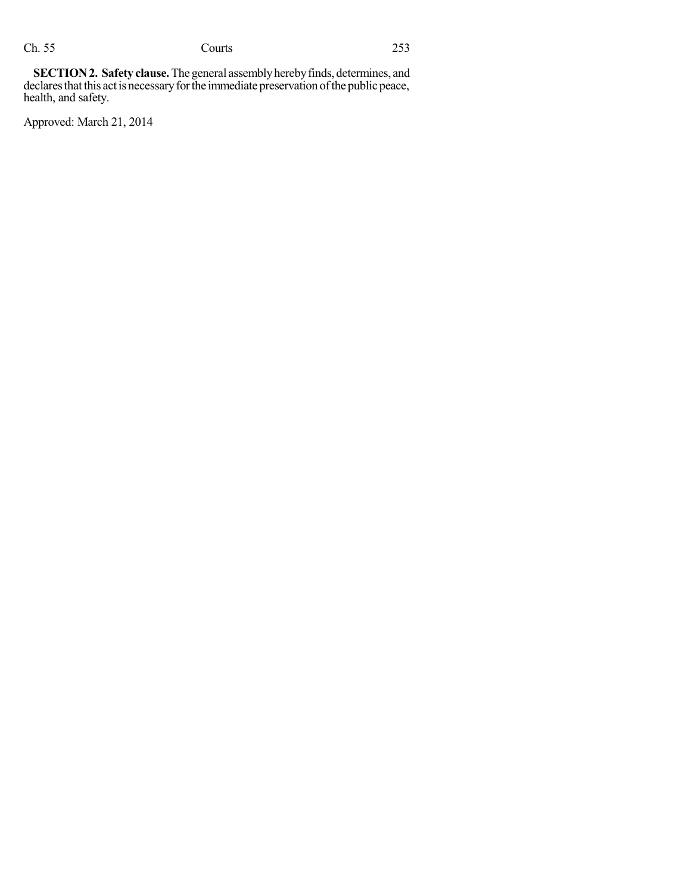**SECTION 2. Safety clause.** The general assembly hereby finds, determines, and declares that this act is necessary for the immediate preservation of the public peace, health, and safety.

Approved: March 21, 2014